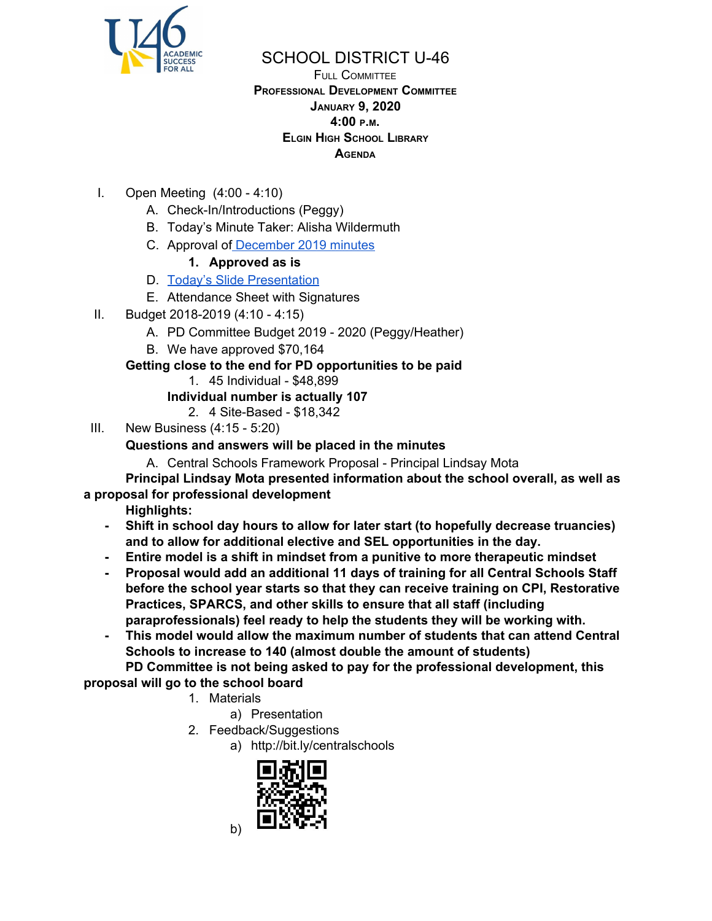# SCHOOL DISTRICT U-46

**FULL COMMITTEE**
**PROFESSIONAL DEVELOPMENT COMMITTEE**
**JANUARY 9, 2020**
**4:00 P.M.**
**ELGIN HIGH SCHOOL LIBRARY**
**AGENDA**

I. Open Meeting (4:00 - 4:10)
   A. Check-In/Introductions (Peggy)
   B. Today's Minute Taker: Alisha Wildermuth
   C. Approval of December 2019 minutes
      1. **Approved as is**
   D. Today's Slide Presentation
   E. Attendance Sheet with Signatures

II. Budget 2018-2019 (4:10 - 4:15)
   A. PD Committee Budget 2019 - 2020 (Peggy/Heather)
   B. We have approved $70,164

   **Getting close to the end for PD opportunities to be paid**
      1. 45 Individual - $48,899

      **Individual number is actually 107**
      2. 4 Site-Based - $18,342

III. New Business (4:15 - 5:20)

   **Questions and answers will be placed in the minutes**
   A. Central Schools Framework Proposal - Principal Lindsay Mota

   **Principal Lindsay Mota presented information about the school overall, as well as a proposal for professional development**

   **Highlights:**
   - **Shift in school day hours to allow for later start (to hopefully decrease truancies) and to allow for additional elective and SEL opportunities in the day.**
   - **Entire model is a shift in mindset from a punitive to more therapeutic mindset**
   - **Proposal would add an additional 11 days of training for all Central Schools Staff before the school year starts so that they can receive training on CPI, Restorative Practices, SPARCS, and other skills to ensure that all staff (including paraprofessionals) feel ready to help the students they will be working with.**
   - **This model would allow the maximum number of students that can attend Central Schools to increase to 140 (almost double the amount of students)**

   **PD Committee is not being asked to pay for the professional development, this proposal will go to the school board**
      1. Materials
         a) Presentation
      2. Feedback/Suggestions
         a) http://bit.ly/centralschools
         b)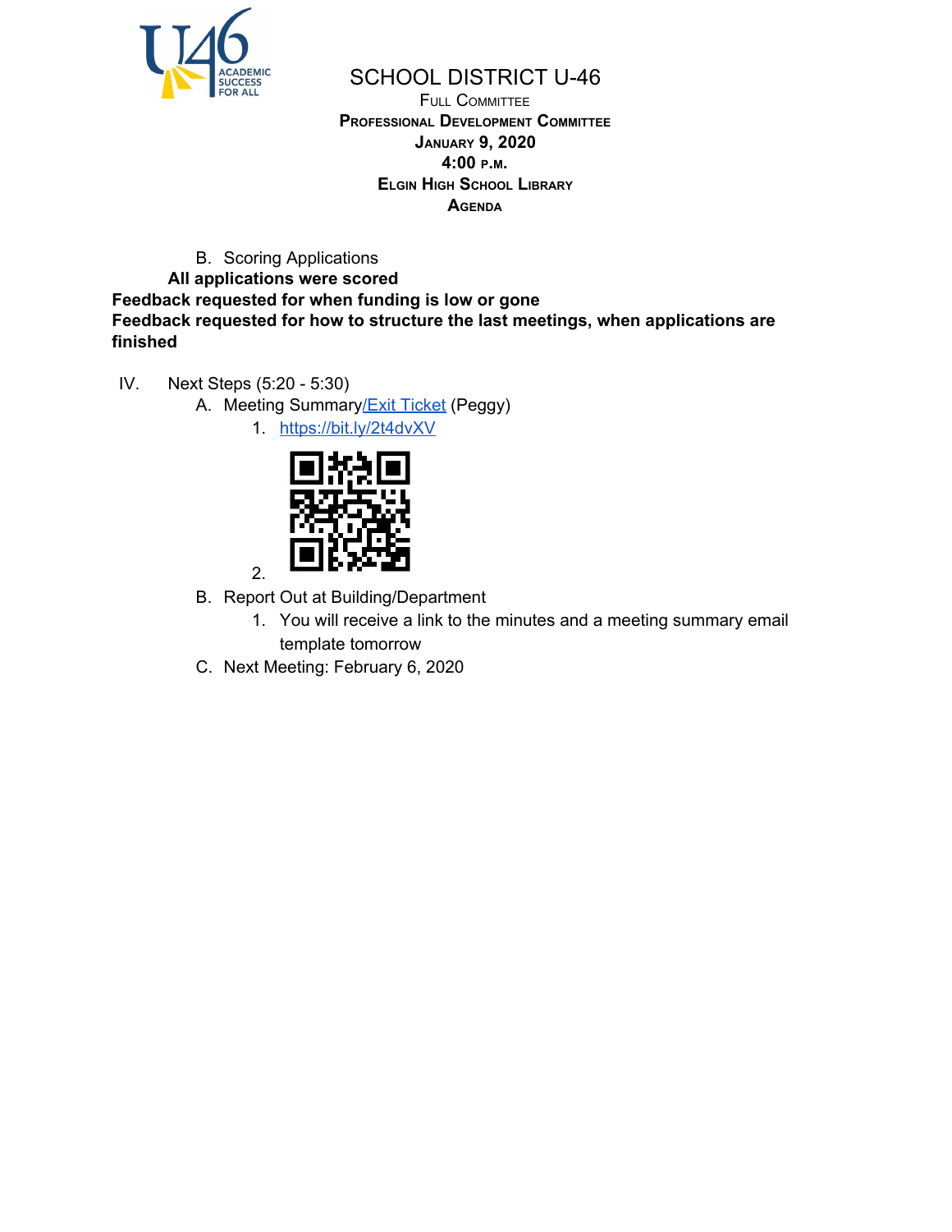SCHOOL DISTRICT U-46

FULL COMMITTEE

**PROFESSIONAL DEVELOPMENT COMMITTEE**

**JANUARY 9, 2020**

**4:00 P.M.**

**ELGIN HIGH SCHOOL LIBRARY**

**AGENDA**

B. Scoring Applications

**All applications were scored**

**Feedback requested for when funding is low or gone**

**Feedback requested for how to structure the last meetings, when applications are finished**

IV. Next Steps (5:20 - 5:30)

A. Meeting Summary/Exit Ticket (Peggy)

1. https://bit.ly/2t4dvXV
2. 

B. Report Out at Building/Department

1. You will receive a link to the minutes and a meeting summary email template tomorrow

C. Next Meeting: February 6, 2020